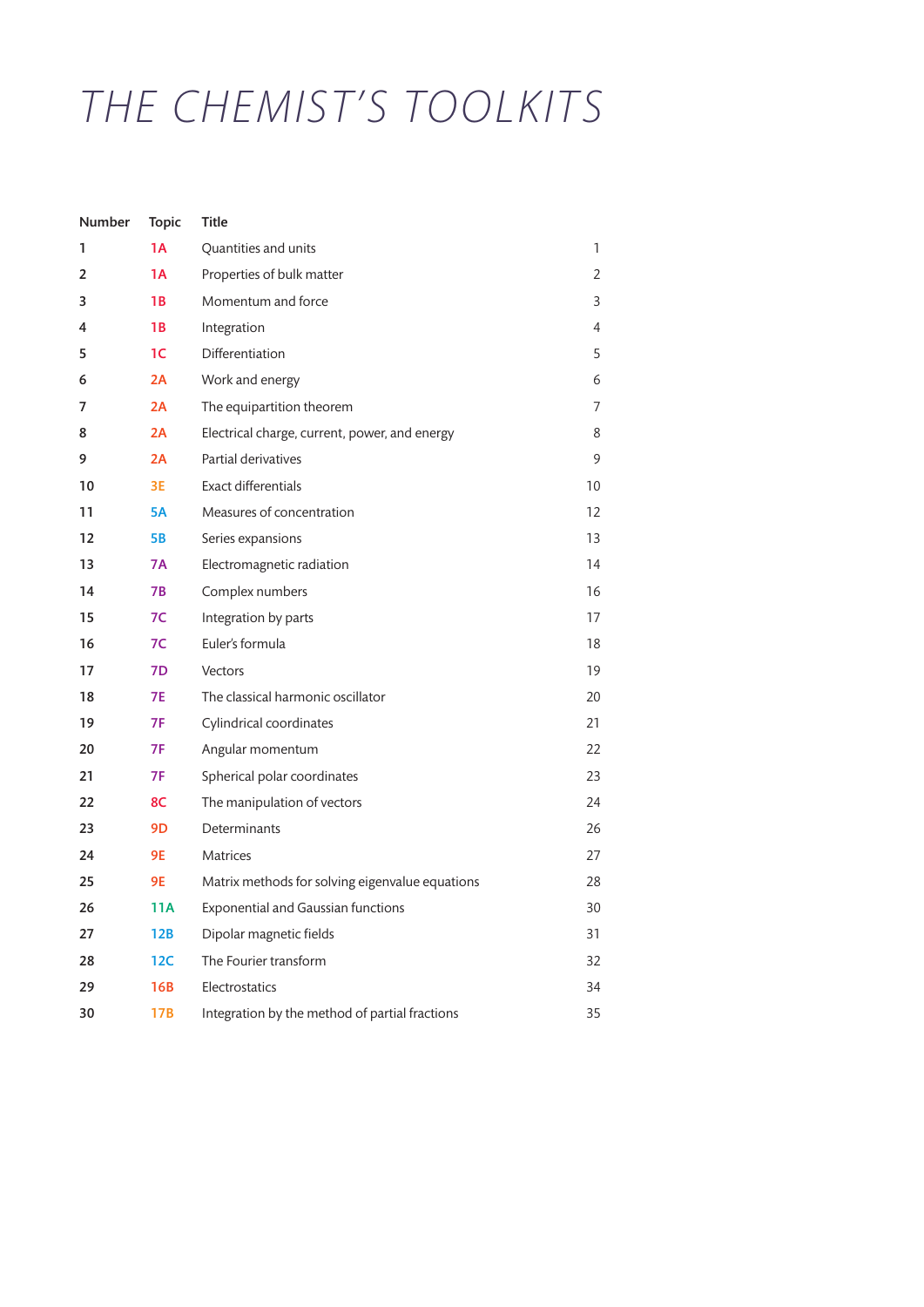# THE CHEMIST'S TOOLKITS

| Number | Topic | Title | |
|---|---|---|---|
| 1 | 1A | Quantities and units | 1 |
| 2 | 1A | Properties of bulk matter | 2 |
| 3 | 1B | Momentum and force | 3 |
| 4 | 1B | Integration | 4 |
| 5 | 1C | Differentiation | 5 |
| 6 | 2A | Work and energy | 6 |
| 7 | 2A | The equipartition theorem | 7 |
| 8 | 2A | Electrical charge, current, power, and energy | 8 |
| 9 | 2A | Partial derivatives | 9 |
| 10 | 3E | Exact differentials | 10 |
| 11 | 5A | Measures of concentration | 12 |
| 12 | 5B | Series expansions | 13 |
| 13 | 7A | Electromagnetic radiation | 14 |
| 14 | 7B | Complex numbers | 16 |
| 15 | 7C | Integration by parts | 17 |
| 16 | 7C | Euler's formula | 18 |
| 17 | 7D | Vectors | 19 |
| 18 | 7E | The classical harmonic oscillator | 20 |
| 19 | 7F | Cylindrical coordinates | 21 |
| 20 | 7F | Angular momentum | 22 |
| 21 | 7F | Spherical polar coordinates | 23 |
| 22 | 8C | The manipulation of vectors | 24 |
| 23 | 9D | Determinants | 26 |
| 24 | 9E | Matrices | 27 |
| 25 | 9E | Matrix methods for solving eigenvalue equations | 28 |
| 26 | 11A | Exponential and Gaussian functions | 30 |
| 27 | 12B | Dipolar magnetic fields | 31 |
| 28 | 12C | The Fourier transform | 32 |
| 29 | 16B | Electrostatics | 34 |
| 30 | 17B | Integration by the method of partial fractions | 35 |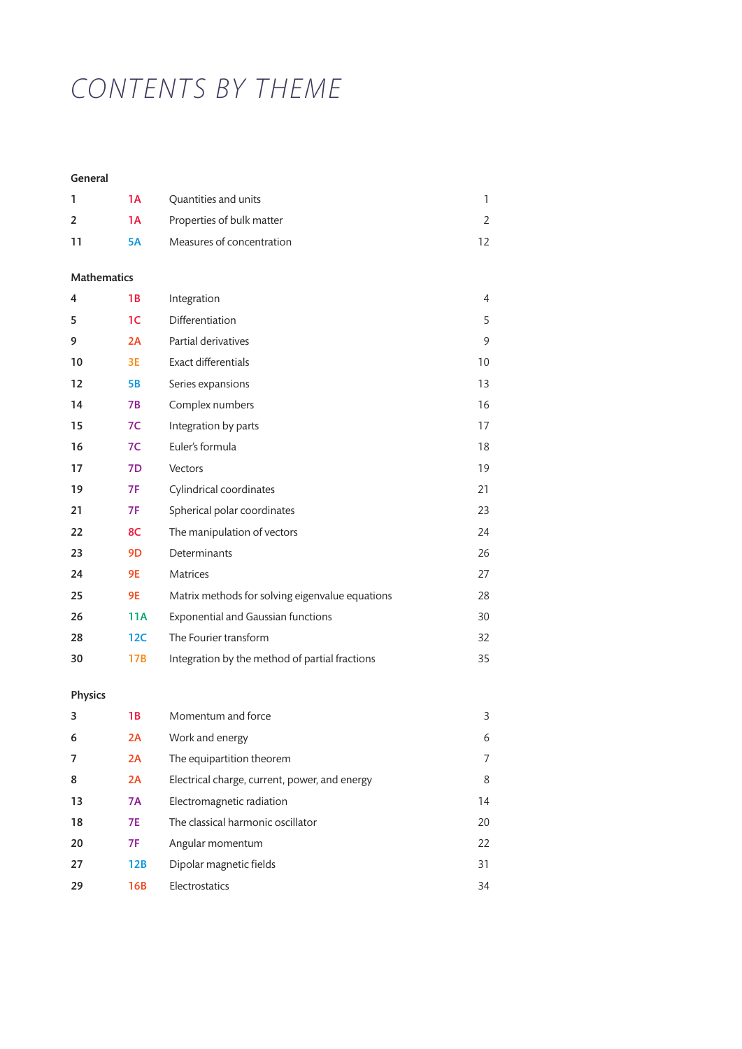# CONTENTS BY THEME

| | | | |
|---|---|---|---|
| **General** | | | |
| 1 | 1A | Quantities and units | 1 |
| 2 | 1A | Properties of bulk matter | 2 |
| 11 | 5A | Measures of concentration | 12 |
| **Mathematics** | | | |
| 4 | 1B | Integration | 4 |
| 5 | 1C | Differentiation | 5 |
| 9 | 2A | Partial derivatives | 9 |
| 10 | 3E | Exact differentials | 10 |
| 12 | 5B | Series expansions | 13 |
| 14 | 7B | Complex numbers | 16 |
| 15 | 7C | Integration by parts | 17 |
| 16 | 7C | Euler's formula | 18 |
| 17 | 7D | Vectors | 19 |
| 19 | 7F | Cylindrical coordinates | 21 |
| 21 | 7F | Spherical polar coordinates | 23 |
| 22 | 8C | The manipulation of vectors | 24 |
| 23 | 9D | Determinants | 26 |
| 24 | 9E | Matrices | 27 |
| 25 | 9E | Matrix methods for solving eigenvalue equations | 28 |
| 26 | 11A | Exponential and Gaussian functions | 30 |
| 28 | 12C | The Fourier transform | 32 |
| 30 | 17B | Integration by the method of partial fractions | 35 |
| **Physics** | | | |
| 3 | 1B | Momentum and force | 3 |
| 6 | 2A | Work and energy | 6 |
| 7 | 2A | The equipartition theorem | 7 |
| 8 | 2A | Electrical charge, current, power, and energy | 8 |
| 13 | 7A | Electromagnetic radiation | 14 |
| 18 | 7E | The classical harmonic oscillator | 20 |
| 20 | 7F | Angular momentum | 22 |
| 27 | 12B | Dipolar magnetic fields | 31 |
| 29 | 16B | Electrostatics | 34 |